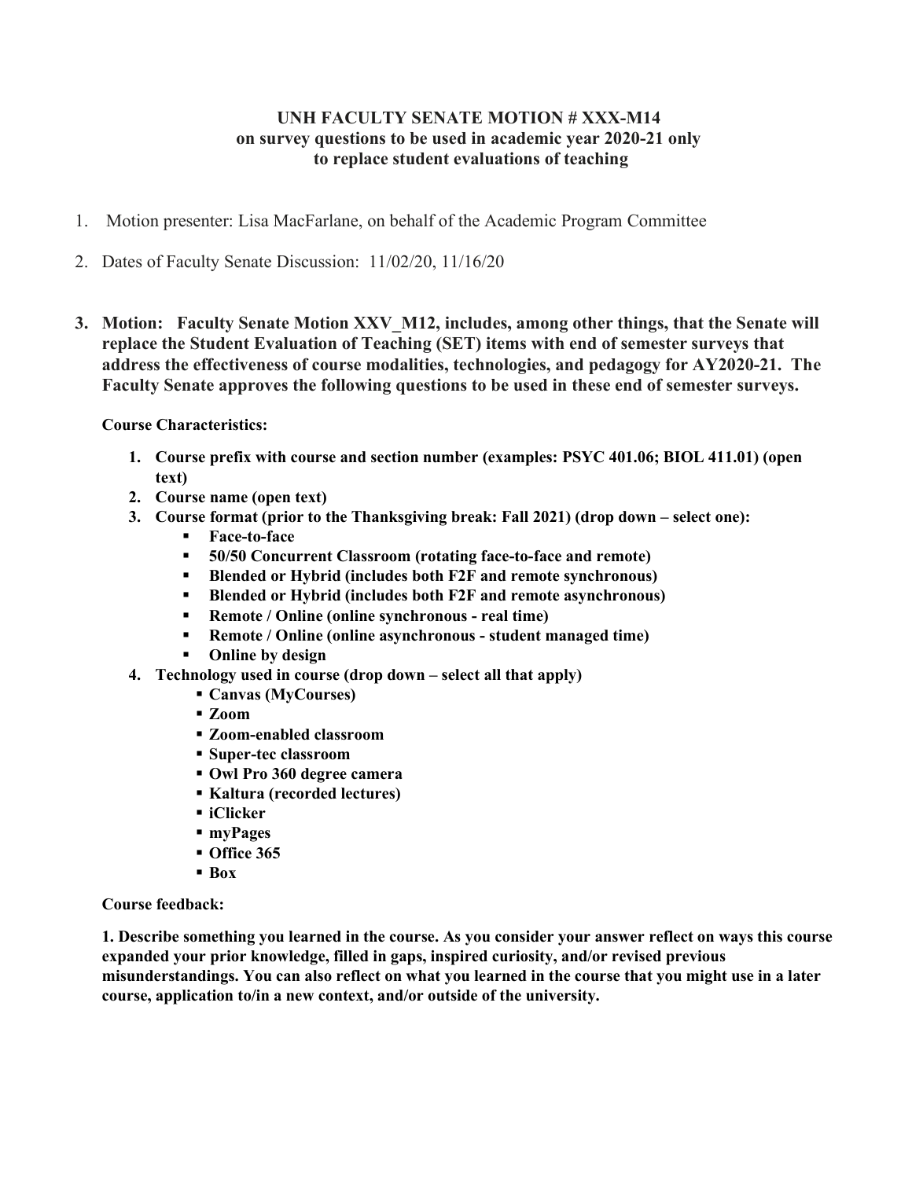**UNH FACULTY SENATE MOTION # XXX-M14**
**on survey questions to be used in academic year 2020-21 only**
**to replace student evaluations of teaching**

1. Motion presenter: Lisa MacFarlane, on behalf of the Academic Program Committee

2. Dates of Faculty Senate Discussion: 11/02/20, 11/16/20

3. **Motion: Faculty Senate Motion XXV_M12, includes, among other things, that the Senate will replace the Student Evaluation of Teaching (SET) items with end of semester surveys that address the effectiveness of course modalities, technologies, and pedagogy for AY2020-21. The Faculty Senate approves the following questions to be used in these end of semester surveys.**

   **Course Characteristics:**

   1. **Course prefix with course and section number (examples: PSYC 401.06; BIOL 411.01) (open text)**
   2. **Course name (open text)**
   3. **Course format (prior to the Thanksgiving break: Fall 2021) (drop down – select one):**
      - **Face-to-face**
      - **50/50 Concurrent Classroom (rotating face-to-face and remote)**
      - **Blended or Hybrid (includes both F2F and remote synchronous)**
      - **Blended or Hybrid (includes both F2F and remote asynchronous)**
      - **Remote / Online (online synchronous - real time)**
      - **Remote / Online (online asynchronous - student managed time)**
      - **Online by design**
   4. **Technology used in course (drop down – select all that apply)**
      - **Canvas (MyCourses)**
      - **Zoom**
      - **Zoom-enabled classroom**
      - **Super-tec classroom**
      - **Owl Pro 360 degree camera**
      - **Kaltura (recorded lectures)**
      - **iClicker**
      - **myPages**
      - **Office 365**
      - **Box**

   **Course feedback:**

   **1. Describe something you learned in the course. As you consider your answer reflect on ways this course expanded your prior knowledge, filled in gaps, inspired curiosity, and/or revised previous misunderstandings. You can also reflect on what you learned in the course that you might use in a later course, application to/in a new context, and/or outside of the university.**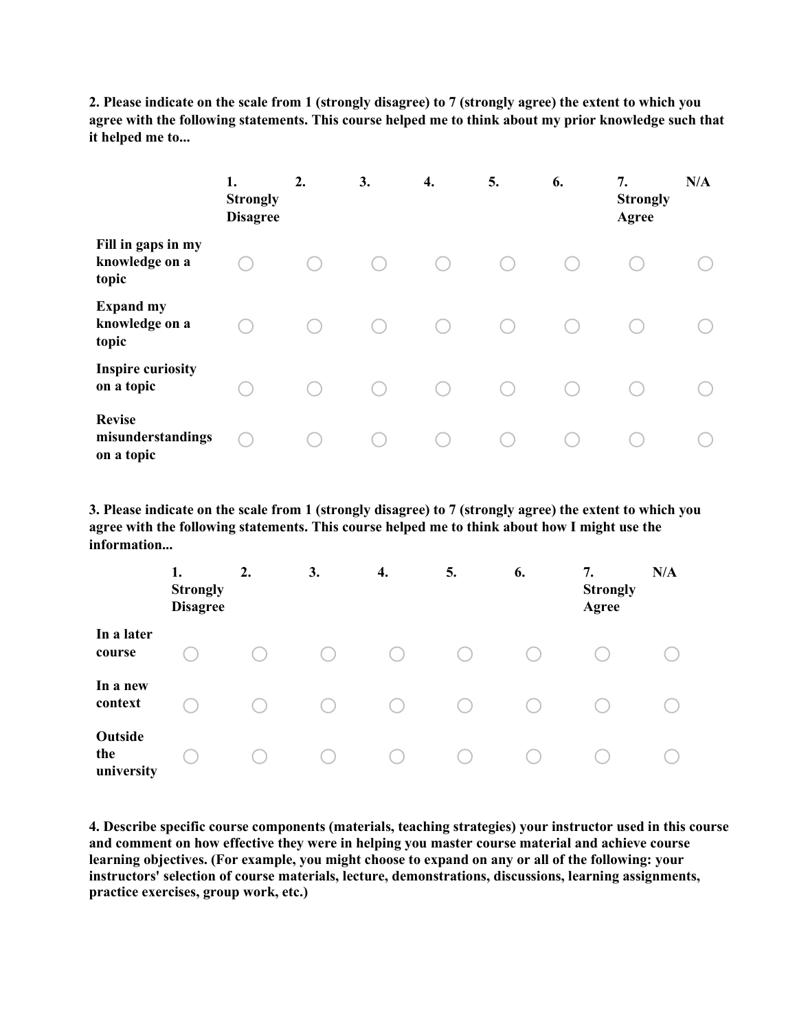**2. Please indicate on the scale from 1 (strongly disagree) to 7 (strongly agree) the extent to which you agree with the following statements. This course helped me to think about my prior knowledge such that it helped me to...**

| | 1. Strongly Disagree | 2. | 3. | 4. | 5. | 6. | 7. Strongly Agree | N/A |
|---|---|---|---|---|---|---|---|---|
| **Fill in gaps in my knowledge on a topic** | ○ | ○ | ○ | ○ | ○ | ○ | ○ | ○ |
| **Expand my knowledge on a topic** | ○ | ○ | ○ | ○ | ○ | ○ | ○ | ○ |
| **Inspire curiosity on a topic** | ○ | ○ | ○ | ○ | ○ | ○ | ○ | ○ |
| **Revise misunderstandings on a topic** | ○ | ○ | ○ | ○ | ○ | ○ | ○ | ○ |

**3. Please indicate on the scale from 1 (strongly disagree) to 7 (strongly agree) the extent to which you agree with the following statements. This course helped me to think about how I might use the information...**

| | 1. Strongly Disagree | 2. | 3. | 4. | 5. | 6. | 7. Strongly Agree | N/A |
|---|---|---|---|---|---|---|---|---|
| **In a later course** | ○ | ○ | ○ | ○ | ○ | ○ | ○ | ○ |
| **In a new context** | ○ | ○ | ○ | ○ | ○ | ○ | ○ | ○ |
| **Outside the university** | ○ | ○ | ○ | ○ | ○ | ○ | ○ | ○ |

**4. Describe specific course components (materials, teaching strategies) your instructor used in this course and comment on how effective they were in helping you master course material and achieve course learning objectives. (For example, you might choose to expand on any or all of the following: your instructors' selection of course materials, lecture, demonstrations, discussions, learning assignments, practice exercises, group work, etc.)**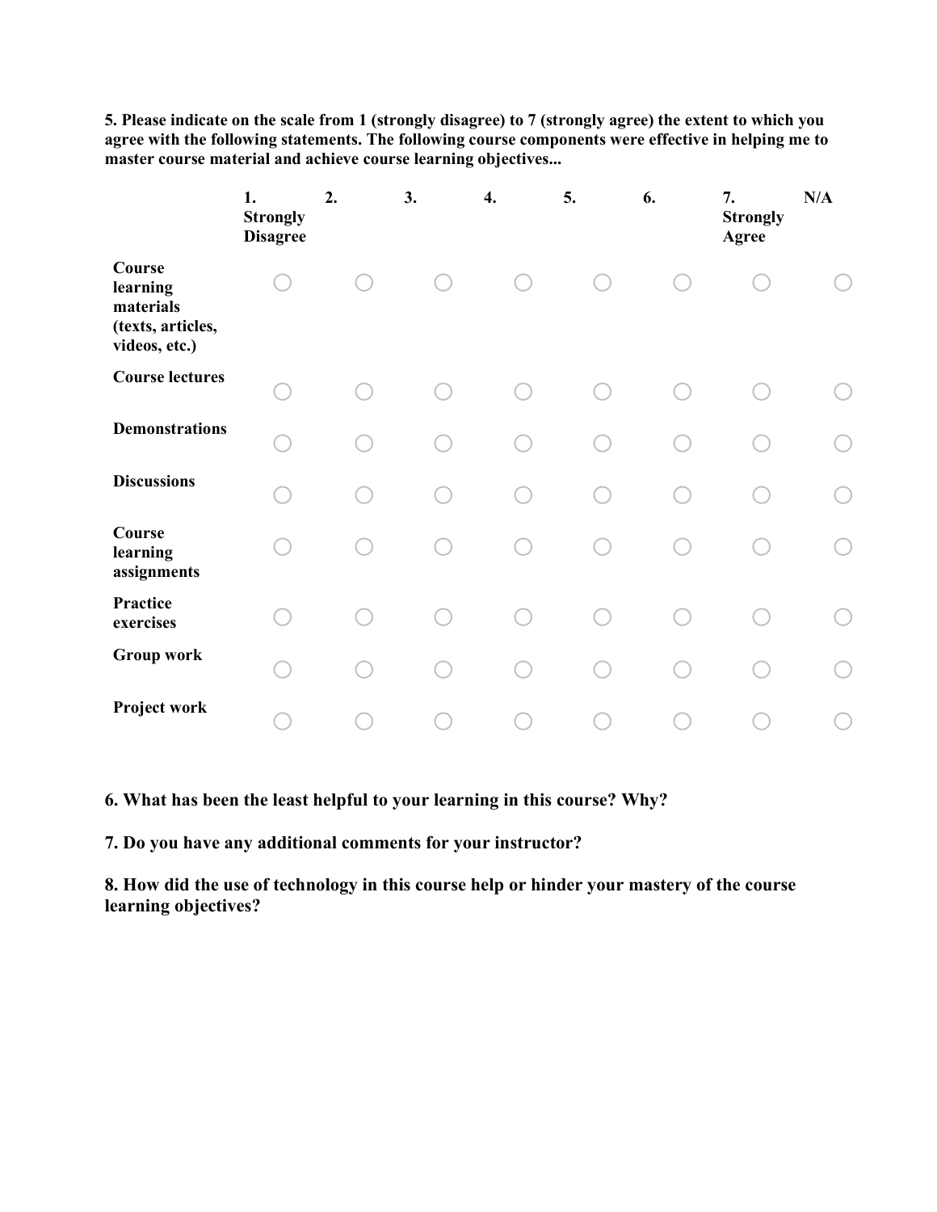**5. Please indicate on the scale from 1 (strongly disagree) to 7 (strongly agree) the extent to which you agree with the following statements. The following course components were effective in helping me to master course material and achieve course learning objectives...**

| | 1. Strongly Disagree | 2. | 3. | 4. | 5. | 6. | 7. Strongly Agree | N/A |
|---|---|---|---|---|---|---|---|---|
| **Course learning materials (texts, articles, videos, etc.)** | ○ | ○ | ○ | ○ | ○ | ○ | ○ | ○ |
| **Course lectures** | ○ | ○ | ○ | ○ | ○ | ○ | ○ | ○ |
| **Demonstrations** | ○ | ○ | ○ | ○ | ○ | ○ | ○ | ○ |
| **Discussions** | ○ | ○ | ○ | ○ | ○ | ○ | ○ | ○ |
| **Course learning assignments** | ○ | ○ | ○ | ○ | ○ | ○ | ○ | ○ |
| **Practice exercises** | ○ | ○ | ○ | ○ | ○ | ○ | ○ | ○ |
| **Group work** | ○ | ○ | ○ | ○ | ○ | ○ | ○ | ○ |
| **Project work** | ○ | ○ | ○ | ○ | ○ | ○ | ○ | ○ |

**6. What has been the least helpful to your learning in this course? Why?**

**7. Do you have any additional comments for your instructor?**

**8. How did the use of technology in this course help or hinder your mastery of the course learning objectives?**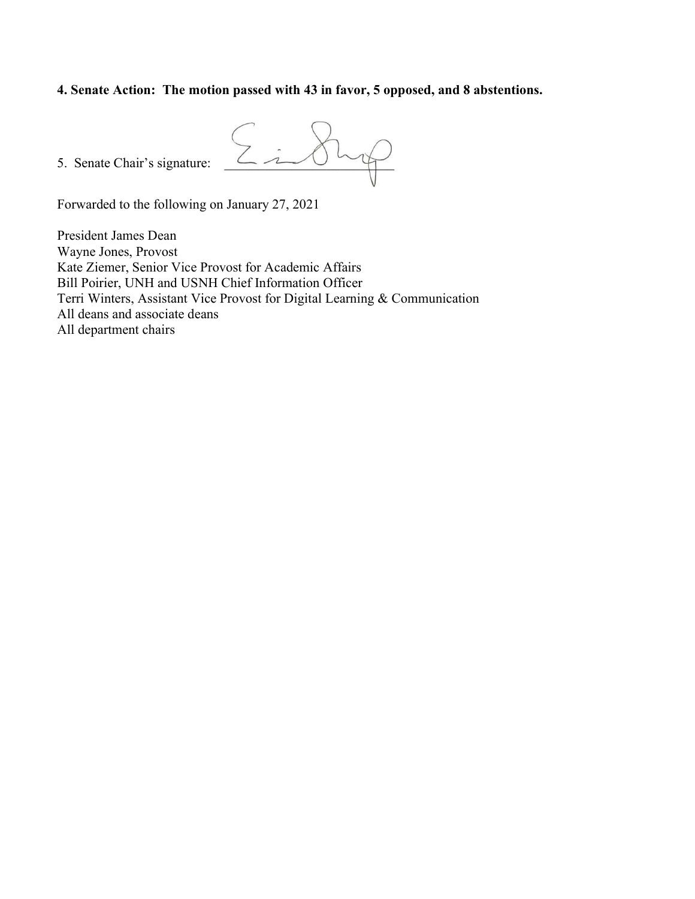**4. Senate Action: The motion passed with 43 in favor, 5 opposed, and 8 abstentions.**

5. Senate Chair's signature: ______________________

Forwarded to the following on January 27, 2021

President James Dean
Wayne Jones, Provost
Kate Ziemer, Senior Vice Provost for Academic Affairs
Bill Poirier, UNH and USNH Chief Information Officer
Terri Winters, Assistant Vice Provost for Digital Learning & Communication
All deans and associate deans
All department chairs